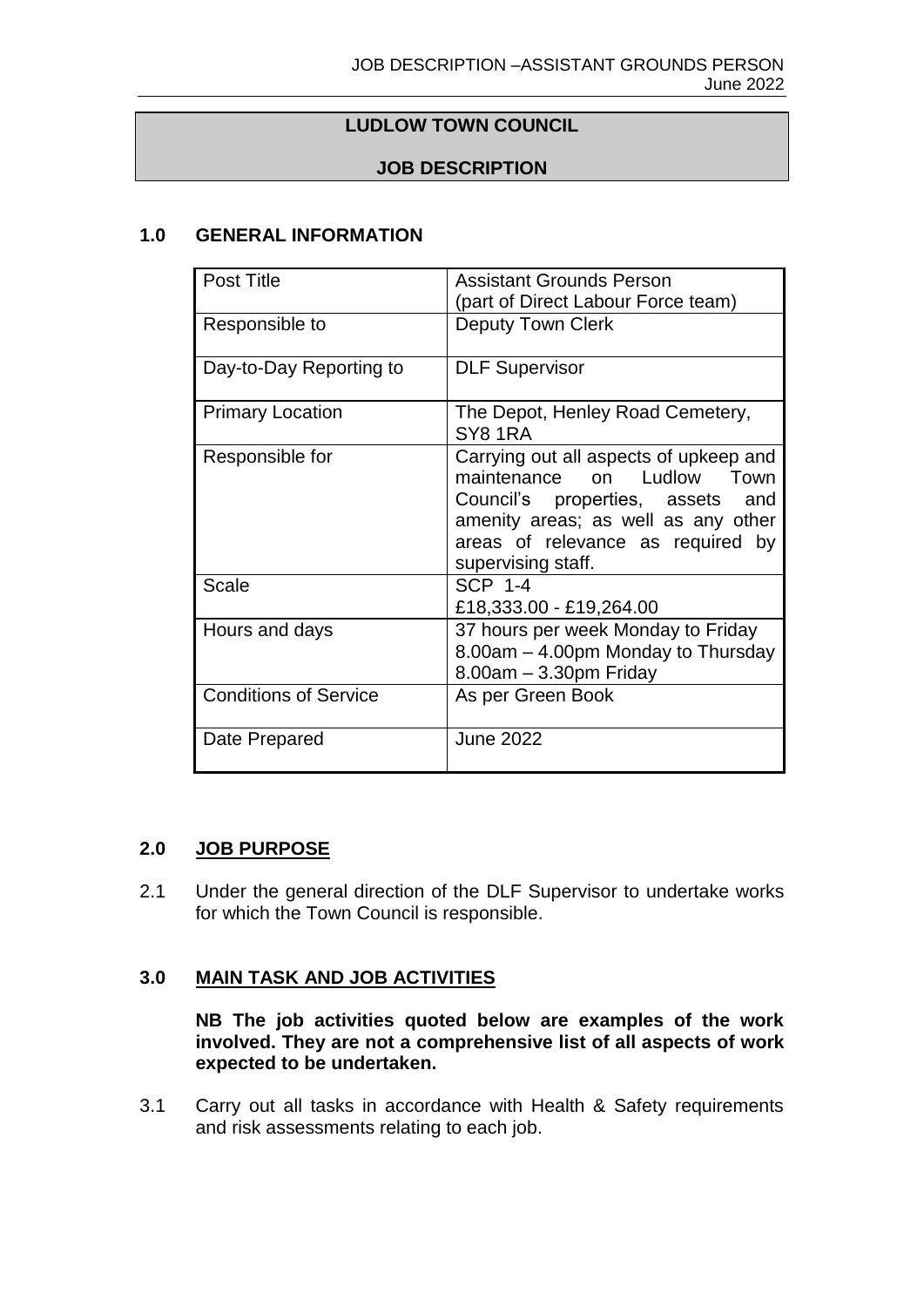# LUDLOW TOWN COUNCIL

## JOB DESCRIPTION

### 1.0 GENERAL INFORMATION

| | |
|---|---|
| Post Title | Assistant Grounds Person (part of Direct Labour Force team) |
| Responsible to | Deputy Town Clerk |
| Day-to-Day Reporting to | DLF Supervisor |
| Primary Location | The Depot, Henley Road Cemetery, SY8 1RA |
| Responsible for | Carrying out all aspects of upkeep and maintenance on Ludlow Town Council's properties, assets and amenity areas; as well as any other areas of relevance as required by supervising staff. |
| Scale | SCP 1-4<br>£18,333.00 - £19,264.00 |
| Hours and days | 37 hours per week Monday to Friday<br>8.00am – 4.00pm Monday to Thursday<br>8.00am – 3.30pm Friday |
| Conditions of Service | As per Green Book |
| Date Prepared | June 2022 |

### 2.0 JOB PURPOSE

2.1 Under the general direction of the DLF Supervisor to undertake works for which the Town Council is responsible.

### 3.0 MAIN TASK AND JOB ACTIVITIES

**NB The job activities quoted below are examples of the work involved. They are not a comprehensive list of all aspects of work expected to be undertaken.**

3.1 Carry out all tasks in accordance with Health & Safety requirements and risk assessments relating to each job.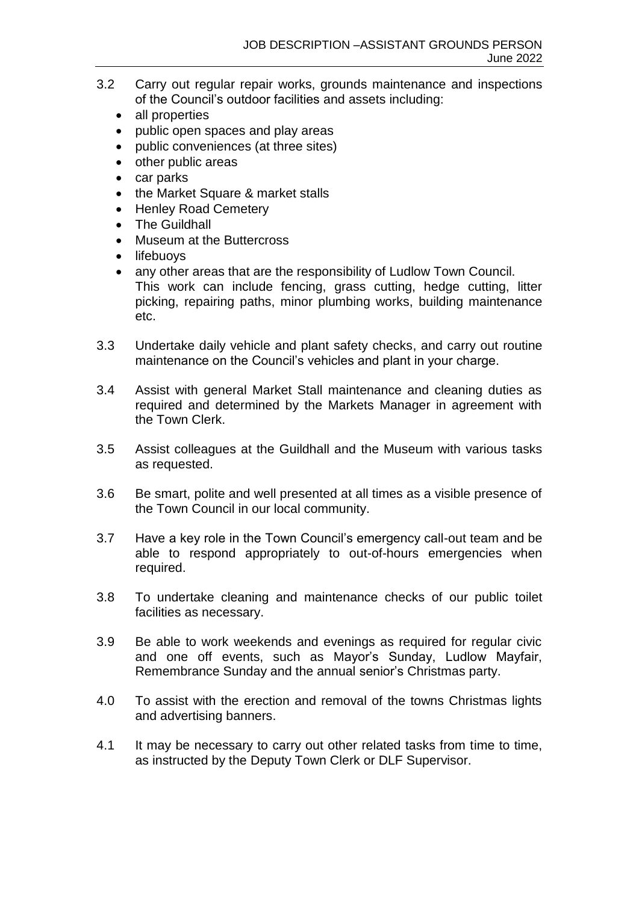3.2 Carry out regular repair works, grounds maintenance and inspections of the Council's outdoor facilities and assets including:

- all properties
- public open spaces and play areas
- public conveniences (at three sites)
- other public areas
- car parks
- the Market Square & market stalls
- Henley Road Cemetery
- The Guildhall
- Museum at the Buttercross
- lifebuoys
- any other areas that are the responsibility of Ludlow Town Council.

This work can include fencing, grass cutting, hedge cutting, litter picking, repairing paths, minor plumbing works, building maintenance etc.

3.3 Undertake daily vehicle and plant safety checks, and carry out routine maintenance on the Council's vehicles and plant in your charge.

3.4 Assist with general Market Stall maintenance and cleaning duties as required and determined by the Markets Manager in agreement with the Town Clerk.

3.5 Assist colleagues at the Guildhall and the Museum with various tasks as requested.

3.6 Be smart, polite and well presented at all times as a visible presence of the Town Council in our local community.

3.7 Have a key role in the Town Council's emergency call-out team and be able to respond appropriately to out-of-hours emergencies when required.

3.8 To undertake cleaning and maintenance checks of our public toilet facilities as necessary.

3.9 Be able to work weekends and evenings as required for regular civic and one off events, such as Mayor's Sunday, Ludlow Mayfair, Remembrance Sunday and the annual senior's Christmas party.

4.0 To assist with the erection and removal of the towns Christmas lights and advertising banners.

4.1 It may be necessary to carry out other related tasks from time to time, as instructed by the Deputy Town Clerk or DLF Supervisor.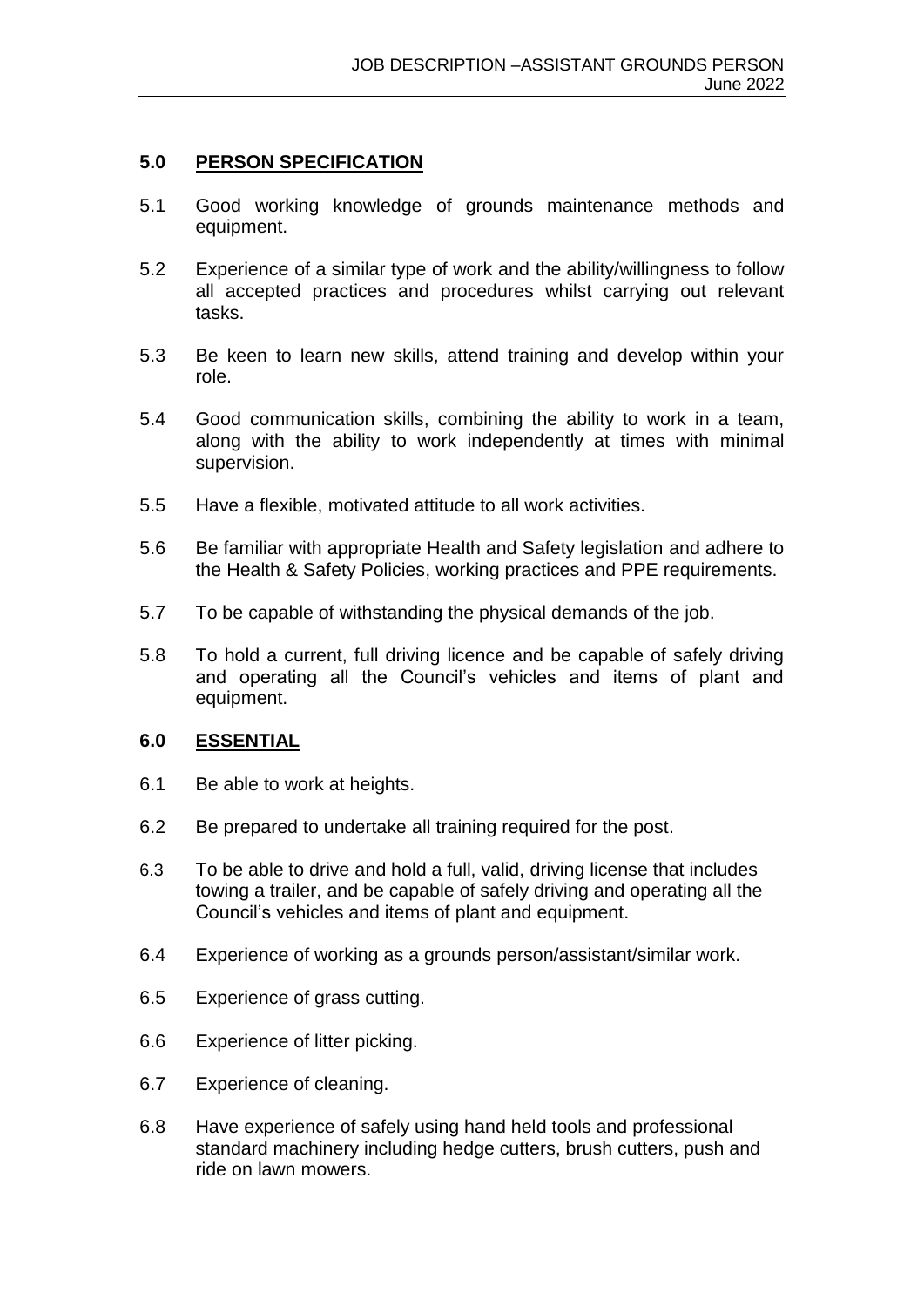## 5.0 PERSON SPECIFICATION

5.1 Good working knowledge of grounds maintenance methods and equipment.

5.2 Experience of a similar type of work and the ability/willingness to follow all accepted practices and procedures whilst carrying out relevant tasks.

5.3 Be keen to learn new skills, attend training and develop within your role.

5.4 Good communication skills, combining the ability to work in a team, along with the ability to work independently at times with minimal supervision.

5.5 Have a flexible, motivated attitude to all work activities.

5.6 Be familiar with appropriate Health and Safety legislation and adhere to the Health & Safety Policies, working practices and PPE requirements.

5.7 To be capable of withstanding the physical demands of the job.

5.8 To hold a current, full driving licence and be capable of safely driving and operating all the Council's vehicles and items of plant and equipment.

## 6.0 ESSENTIAL

6.1 Be able to work at heights.

6.2 Be prepared to undertake all training required for the post.

6.3 To be able to drive and hold a full, valid, driving license that includes towing a trailer, and be capable of safely driving and operating all the Council's vehicles and items of plant and equipment.

6.4 Experience of working as a grounds person/assistant/similar work.

6.5 Experience of grass cutting.

6.6 Experience of litter picking.

6.7 Experience of cleaning.

6.8 Have experience of safely using hand held tools and professional standard machinery including hedge cutters, brush cutters, push and ride on lawn mowers.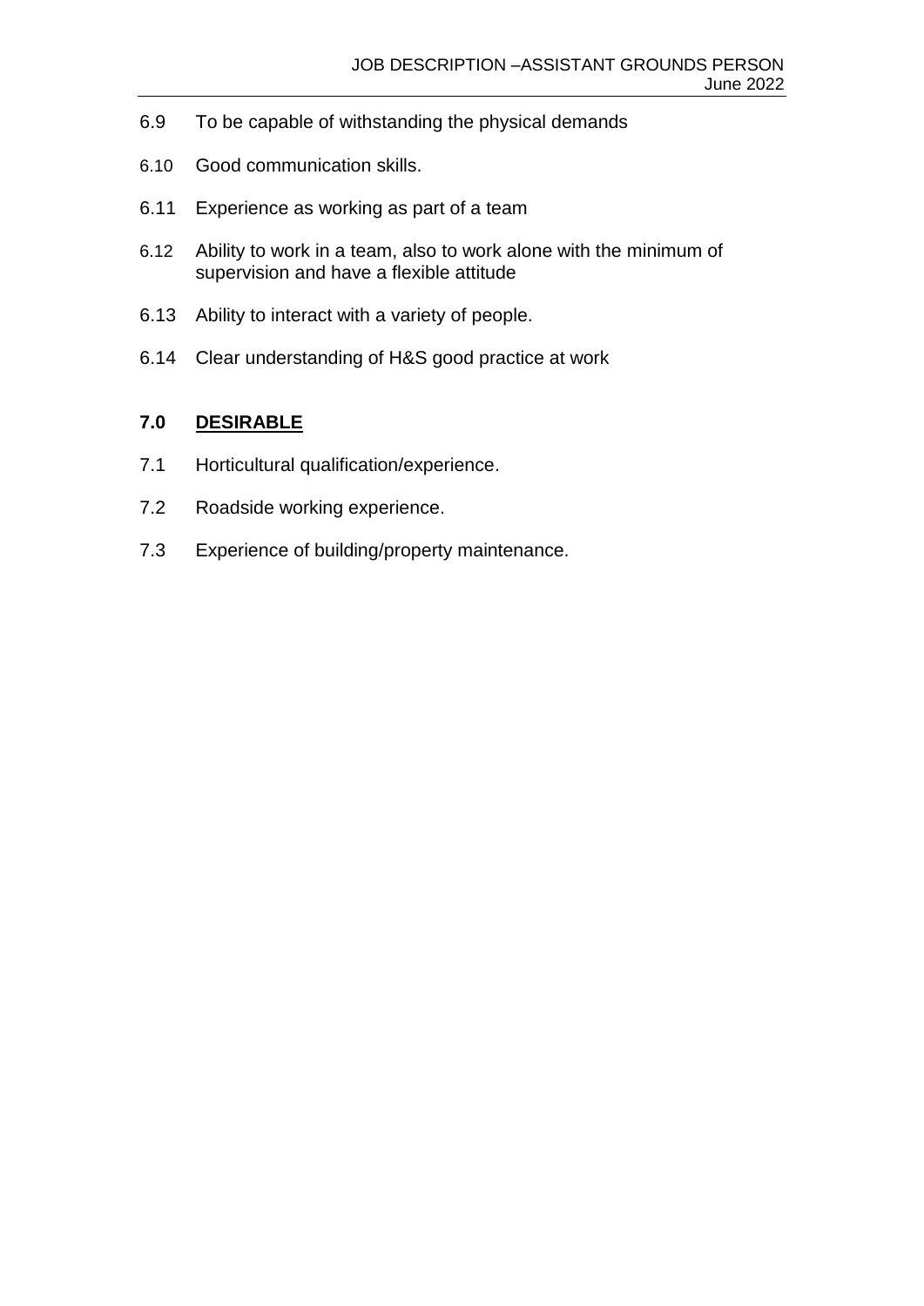6.9 To be capable of withstanding the physical demands

6.10 Good communication skills.

6.11 Experience as working as part of a team

6.12 Ability to work in a team, also to work alone with the minimum of supervision and have a flexible attitude

6.13 Ability to interact with a variety of people.

6.14 Clear understanding of H&S good practice at work

## 7.0 DESIRABLE

7.1 Horticultural qualification/experience.

7.2 Roadside working experience.

7.3 Experience of building/property maintenance.